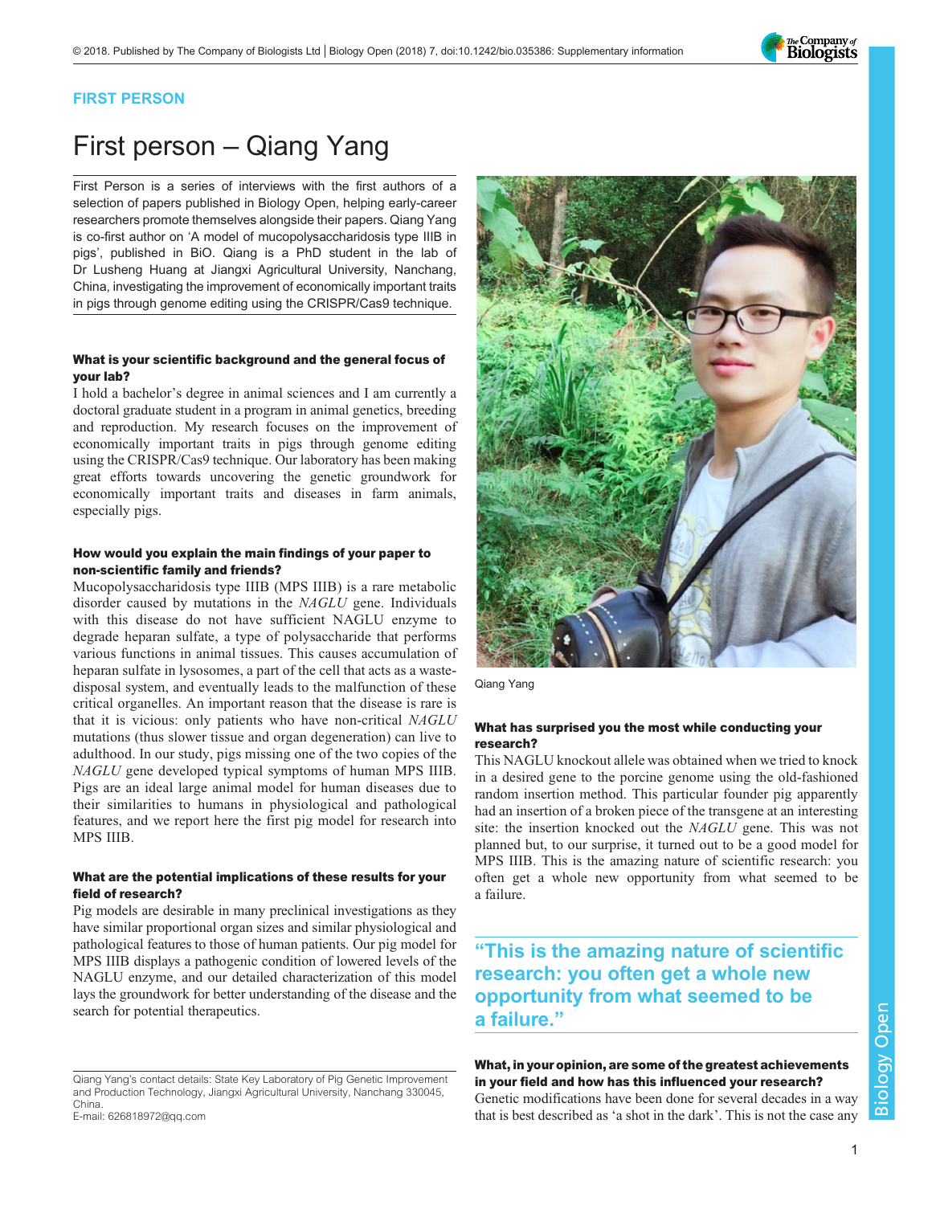FIRST PERSON

# First person – Qiang Yang

First Person is a series of interviews with the first authors of a selection of papers published in Biology Open, helping early-career researchers promote themselves alongside their papers. Qiang Yang is co-first author on 'A model of mucopolysaccharidosis type IIIB in pigs', published in BiO. Qiang is a PhD student in the lab of Dr Lusheng Huang at Jiangxi Agricultural University, Nanchang, China, investigating the improvement of economically important traits in pigs through genome editing using the CRISPR/Cas9 technique.

### What is your scientific background and the general focus of your lab?

I hold a bachelor's degree in animal sciences and I am currently a doctoral graduate student in a program in animal genetics, breeding and reproduction. My research focuses on the improvement of economically important traits in pigs through genome editing using the CRISPR/Cas9 technique. Our laboratory has been making great efforts towards uncovering the genetic groundwork for economically important traits and diseases in farm animals, especially pigs.

### How would you explain the main findings of your paper to non-scientific family and friends?

Mucopolysaccharidosis type IIIB (MPS IIIB) is a rare metabolic disorder caused by mutations in the *NAGLU* gene. Individuals with this disease do not have sufficient NAGLU enzyme to degrade heparan sulfate, a type of polysaccharide that performs various functions in animal tissues. This causes accumulation of heparan sulfate in lysosomes, a part of the cell that acts as a waste-disposal system, and eventually leads to the malfunction of these critical organelles. An important reason that the disease is rare is that it is vicious: only patients who have non-critical *NAGLU* mutations (thus slower tissue and organ degeneration) can live to adulthood. In our study, pigs missing one of the two copies of the *NAGLU* gene developed typical symptoms of human MPS IIIB. Pigs are an ideal large animal model for human diseases due to their similarities to humans in physiological and pathological features, and we report here the first pig model for research into MPS IIIB.

### What are the potential implications of these results for your field of research?

Pig models are desirable in many preclinical investigations as they have similar proportional organ sizes and similar physiological and pathological features to those of human patients. Our pig model for MPS IIIB displays a pathogenic condition of lowered levels of the NAGLU enzyme, and our detailed characterization of this model lays the groundwork for better understanding of the disease and the search for potential therapeutics.

Qiang Yang

### What has surprised you the most while conducting your research?

This NAGLU knockout allele was obtained when we tried to knock in a desired gene to the porcine genome using the old-fashioned random insertion method. This particular founder pig apparently had an insertion of a broken piece of the transgene at an interesting site: the insertion knocked out the *NAGLU* gene. This was not planned but, to our surprise, it turned out to be a good model for MPS IIIB. This is the amazing nature of scientific research: you often get a whole new opportunity from what seemed to be a failure.

> "This is the amazing nature of scientific research: you often get a whole new opportunity from what seemed to be a failure."

### What, in your opinion, are some of the greatest achievements in your field and how has this influenced your research?

Genetic modifications have been done for several decades in a way that is best described as 'a shot in the dark'. This is not the case any

Qiang Yang's contact details: State Key Laboratory of Pig Genetic Improvement and Production Technology, Jiangxi Agricultural University, Nanchang 330045, China.
E-mail: 626818972@qq.com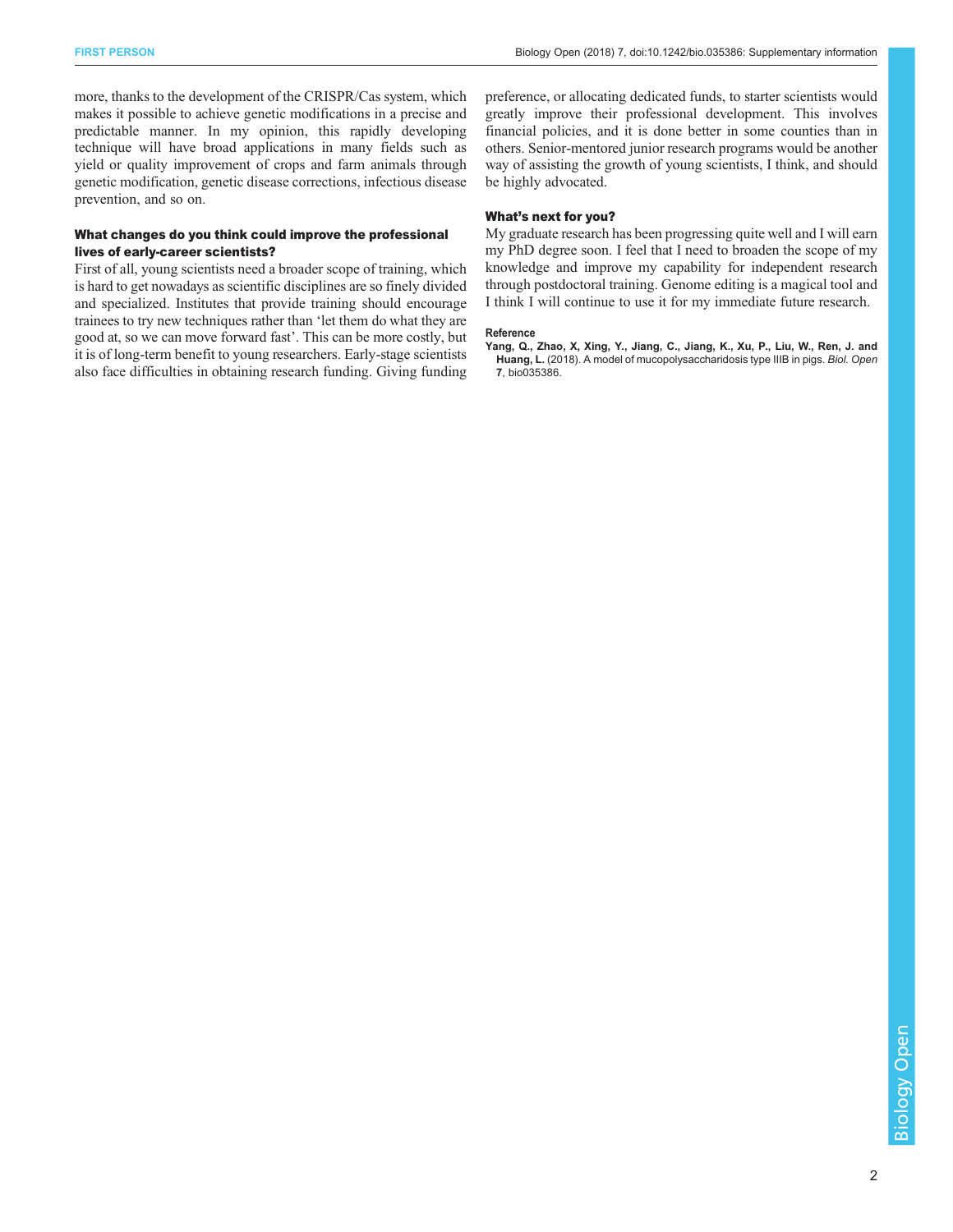more, thanks to the development of the CRISPR/Cas system, which makes it possible to achieve genetic modifications in a precise and predictable manner. In my opinion, this rapidly developing technique will have broad applications in many fields such as yield or quality improvement of crops and farm animals through genetic modification, genetic disease corrections, infectious disease prevention, and so on.

### What changes do you think could improve the professional lives of early-career scientists?

First of all, young scientists need a broader scope of training, which is hard to get nowadays as scientific disciplines are so finely divided and specialized. Institutes that provide training should encourage trainees to try new techniques rather than 'let them do what they are good at, so we can move forward fast'. This can be more costly, but it is of long-term benefit to young researchers. Early-stage scientists also face difficulties in obtaining research funding. Giving funding preference, or allocating dedicated funds, to starter scientists would greatly improve their professional development. This involves financial policies, and it is done better in some counties than in others. Senior-mentored junior research programs would be another way of assisting the growth of young scientists, I think, and should be highly advocated.

### What's next for you?

My graduate research has been progressing quite well and I will earn my PhD degree soon. I feel that I need to broaden the scope of my knowledge and improve my capability for independent research through postdoctoral training. Genome editing is a magical tool and I think I will continue to use it for my immediate future research.

#### Reference

**Yang, Q., Zhao, X, Xing, Y., Jiang, C., Jiang, K., Xu, P., Liu, W., Ren, J. and Huang, L.** (2018). A model of mucopolysaccharidosis type IIIB in pigs. *Biol. Open* **7**, bio035386.